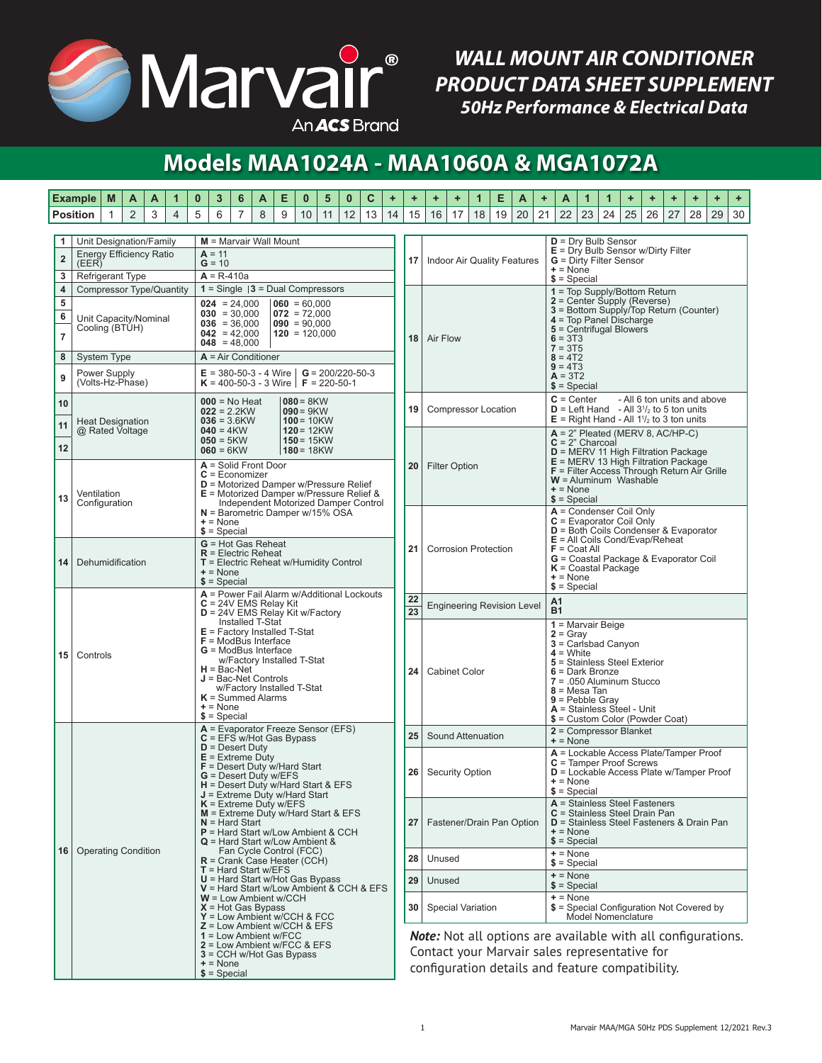# WALL MOUNT AIR CONDITIONER PRODUCT DATA SHEET SUPPLEMENT

## 50Hz Performance & Electrical Data

## Models MAA1024A - MAA1060A & MGA1072A

| Example | M | A | A | 1 | 0 | 3 | 6 | A | E | 0 | 5 | 0 | C | + | + | + | + | 1 | E | A | + | A | 1 | 1 | + | + | + | + | + | + |
|---|---|---|---|---|---|---|---|---|---|---|---|---|---|---|---|---|---|---|---|---|---|---|---|---|---|---|---|---|---|---|
| Position | 1 | 2 | 3 | 4 | 5 | 6 | 7 | 8 | 9 | 10 | 11 | 12 | 13 | 14 | 15 | 16 | 17 | 18 | 19 | 20 | 21 | 22 | 23 | 24 | 25 | 26 | 27 | 28 | 29 | 30 |

| Position | Description | Options |
|---|---|---|
| 1 | Unit Designation/Family | **M** = Marvair Wall Mount |
| 2 | Energy Efficiency Ratio (EER) | **A** = 11<br>**G** = 10 |
| 3 | Refrigerant Type | **A** = R-410a |
| 4 | Compressor Type/Quantity | **1** = Single \| **3** = Dual Compressors |
| 5, 6, 7 | Unit Capacity/Nominal Cooling (BTUH) | **024** = 24,000<br>**030** = 30,000<br>**036** = 36,000<br>**042** = 42,000<br>**048** = 48,000<br>**060** = 60,000<br>**072** = 72,000<br>**090** = 90,000<br>**120** = 120,000 |
| 8 | System Type | **A** = Air Conditioner |
| 9 | Power Supply (Volts-Hz-Phase) | **E** = 380-50-3 - 4 Wire<br>**K** = 400-50-3 - 3 Wire<br>**G** = 200/220-50-3<br>**F** = 220-50-1 |
| 10, 11, 12 | Heat Designation @ Rated Voltage | **000** = No Heat<br>**022** = 2.2KW<br>**036** = 3.6KW<br>**040** = 4KW<br>**050** = 5KW<br>**060** = 6KW<br>**080** = 8KW<br>**090** = 9KW<br>**100** = 10KW<br>**120** = 12KW<br>**150** = 15KW<br>**180** = 18KW |
| 13 | Ventilation Configuration | **A** = Solid Front Door<br>**C** = Economizer<br>**D** = Motorized Damper w/Pressure Relief<br>**E** = Motorized Damper w/Pressure Relief & Independent Motorized Damper Control<br>**N** = Barometric Damper w/15% OSA<br>**+** = None<br>**$** = Special |
| 14 | Dehumidification | **G** = Hot Gas Reheat<br>**R** = Electric Reheat<br>**T** = Electric Reheat w/Humidity Control<br>**+** = None<br>**$** = Special |
| 15 | Controls | **A** = Power Fail Alarm w/Additional Lockouts<br>**C** = 24V EMS Relay Kit<br>**D** = 24V EMS Relay Kit w/Factory Installed T-Stat<br>**E** = Factory Installed T-Stat<br>**F** = ModBus Interface<br>**G** = ModBus Interface w/Factory Installed T-Stat<br>**H** = Bac-Net<br>**J** = Bac-Net Controls w/Factory Installed T-Stat<br>**K** = Summed Alarms<br>**+** = None<br>**$** = Special |
| 16 | Operating Condition | **A** = Evaporator Freeze Sensor (EFS)<br>**C** = EFS w/Hot Gas Bypass<br>**D** = Desert Duty<br>**E** = Extreme Duty<br>**F** = Desert Duty w/Hard Start<br>**G** = Desert Duty w/EFS<br>**H** = Desert Duty w/Hard Start & EFS<br>**J** = Extreme Duty w/Hard Start<br>**K** = Extreme Duty w/EFS<br>**M** = Extreme Duty w/Hard Start & EFS<br>**N** = Hard Start<br>**P** = Hard Start w/Low Ambient & CCH<br>**Q** = Hard Start w/Low Ambient & Fan Cycle Control (FCC)<br>**R** = Crank Case Heater (CCH)<br>**T** = Hard Start w/EFS<br>**U** = Hard Start w/Hot Gas Bypass<br>**V** = Hard Start w/Low Ambient & CCH & EFS<br>**W** = Low Ambient w/CCH<br>**X** = Hot Gas Bypass<br>**Y** = Low Ambient w/CCH & FCC<br>**Z** = Low Ambient w/CCH & EFS<br>**1** = Low Ambient w/FCC<br>**2** = Low Ambient w/FCC & EFS<br>**3** = CCH w/Hot Gas Bypass<br>**+** = None<br>**$** = Special |
| 17 | Indoor Air Quality Features | **D** = Dry Bulb Sensor<br>**E** = Dry Bulb Sensor w/Dirty Filter<br>**G** = Dirty Filter Sensor<br>**+** = None<br>**$** = Special |
| 18 | Air Flow | **1** = Top Supply/Bottom Return<br>**2** = Center Supply (Reverse)<br>**3** = Bottom Supply/Top Return (Counter)<br>**4** = Top Panel Discharge<br>**5** = Centrifugal Blowers<br>**6** = 3T3<br>**7** = 3T5<br>**8** = 4T2<br>**9** = 4T3<br>**A** = 3T2<br>**$** = Special |
| 19 | Compressor Location | **C** = Center - All 6 ton units and above<br>**D** = Left Hand - All 3½ to 5 ton units<br>**E** = Right Hand - All 1½ to 3 ton units |
| 20 | Filter Option | **A** = 2" Pleated (MERV 8, AC/HP-C)<br>**C** = 2" Charcoal<br>**D** = MERV 11 High Filtration Package<br>**E** = MERV 13 High Filtration Package<br>**F** = Filter Access Through Return Air Grille<br>**W** = Aluminum Washable<br>**+** = None<br>**$** = Special |
| 21 | Corrosion Protection | **A** = Condenser Coil Only<br>**C** = Evaporator Coil Only<br>**D** = Both Coils Condenser & Evaporator<br>**E** = All Coils Cond/Evap/Reheat<br>**F** = Coat All<br>**G** = Coastal Package & Evaporator Coil<br>**K** = Coastal Package<br>**+** = None<br>**$** = Special |
| 22, 23 | Engineering Revision Level | **A1**<br>**B1** |
| 24 | Cabinet Color | **1** = Marvair Beige<br>**2** = Gray<br>**3** = Carlsbad Canyon<br>**4** = White<br>**5** = Stainless Steel Exterior<br>**6** = Dark Bronze<br>**7** = .050 Aluminum Stucco<br>**8** = Mesa Tan<br>**9** = Pebble Gray<br>**A** = Stainless Steel - Unit<br>**$** = Custom Color (Powder Coat) |
| 25 | Sound Attenuation | **2** = Compressor Blanket<br>**+** = None |
| 26 | Security Option | **A** = Lockable Access Plate/Tamper Proof<br>**C** = Tamper Proof Screws<br>**D** = Lockable Access Plate w/Tamper Proof<br>**+** = None<br>**$** = Special |
| 27 | Fastener/Drain Pan Option | **A** = Stainless Steel Fasteners<br>**C** = Stainless Steel Drain Pan<br>**D** = Stainless Steel Fasteners & Drain Pan<br>**+** = None<br>**$** = Special |
| 28 | Unused | **+** = None<br>**$** = Special |
| 29 | Unused | **+** = None<br>**$** = Special |
| 30 | Special Variation | **+** = None<br>**$** = Special Configuration Not Covered by Model Nomenclature |

***Note:*** Not all options are available with all configurations. Contact your Marvair sales representative for configuration details and feature compatibility.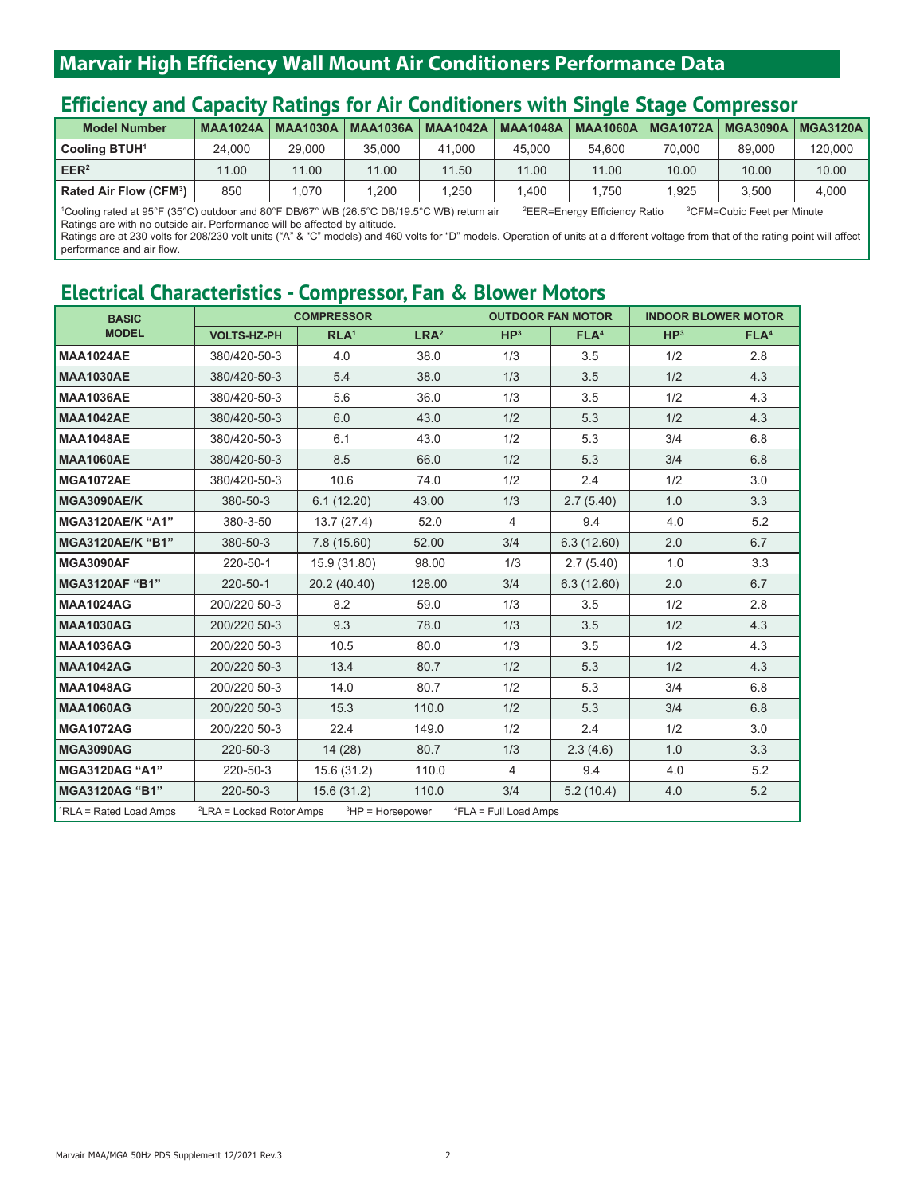# Marvair High Efficiency Wall Mount Air Conditioners Performance Data

## Efficiency and Capacity Ratings for Air Conditioners with Single Stage Compressor

| Model Number | MAA1024A | MAA1030A | MAA1036A | MAA1042A | MAA1048A | MAA1060A | MGA1072A | MGA3090A | MGA3120A |
|---|---|---|---|---|---|---|---|---|---|
| **Cooling BTUH[1]** | 24,000 | 29,000 | 35,000 | 41,000 | 45,000 | 54,600 | 70,000 | 89,000 | 120,000 |
| **EER[2]** | 11.00 | 11.00 | 11.00 | 11.50 | 11.00 | 11.00 | 10.00 | 10.00 | 10.00 |
| **Rated Air Flow (CFM[3])** | 850 | 1,070 | 1,200 | 1,250 | 1,400 | 1,750 | 1,925 | 3,500 | 4,000 |

[1]Cooling rated at 95°F (35°C) outdoor and 80°F DB/67° WB (26.5°C DB/19.5°C WB) return air [2]EER=Energy Efficiency Ratio [3]CFM=Cubic Feet per Minute
Ratings are with no outside air. Performance will be affected by altitude.
Ratings are at 230 volts for 208/230 volt units ("A" & "C" models) and 460 volts for "D" models. Operation of units at a different voltage from that of the rating point will affect performance and air flow.

## Electrical Characteristics - Compressor, Fan & Blower Motors

| BASIC MODEL | COMPRESSOR | | | OUTDOOR FAN MOTOR | | INDOOR BLOWER MOTOR | |
|---|---|---|---|---|---|---|---|
| | VOLTS-HZ-PH | RLA[1] | LRA[2] | HP[3] | FLA[4] | HP[3] | FLA[4] |
| **MAA1024AE** | 380/420-50-3 | 4.0 | 38.0 | 1/3 | 3.5 | 1/2 | 2.8 |
| **MAA1030AE** | 380/420-50-3 | 5.4 | 38.0 | 1/3 | 3.5 | 1/2 | 4.3 |
| **MAA1036AE** | 380/420-50-3 | 5.6 | 36.0 | 1/3 | 3.5 | 1/2 | 4.3 |
| **MAA1042AE** | 380/420-50-3 | 6.0 | 43.0 | 1/2 | 5.3 | 1/2 | 4.3 |
| **MAA1048AE** | 380/420-50-3 | 6.1 | 43.0 | 1/2 | 5.3 | 3/4 | 6.8 |
| **MAA1060AE** | 380/420-50-3 | 8.5 | 66.0 | 1/2 | 5.3 | 3/4 | 6.8 |
| **MGA1072AE** | 380/420-50-3 | 10.6 | 74.0 | 1/2 | 2.4 | 1/2 | 3.0 |
| **MGA3090AE/K** | 380-50-3 | 6.1 (12.20) | 43.00 | 1/3 | 2.7 (5.40) | 1.0 | 3.3 |
| **MGA3120AE/K "A1"** | 380-3-50 | 13.7 (27.4) | 52.0 | 4 | 9.4 | 4.0 | 5.2 |
| **MGA3120AE/K "B1"** | 380-50-3 | 7.8 (15.60) | 52.00 | 3/4 | 6.3 (12.60) | 2.0 | 6.7 |
| **MGA3090AF** | 220-50-1 | 15.9 (31.80) | 98.00 | 1/3 | 2.7 (5.40) | 1.0 | 3.3 |
| **MGA3120AF "B1"** | 220-50-1 | 20.2 (40.40) | 128.00 | 3/4 | 6.3 (12.60) | 2.0 | 6.7 |
| **MAA1024AG** | 200/220 50-3 | 8.2 | 59.0 | 1/3 | 3.5 | 1/2 | 2.8 |
| **MAA1030AG** | 200/220 50-3 | 9.3 | 78.0 | 1/3 | 3.5 | 1/2 | 4.3 |
| **MAA1036AG** | 200/220 50-3 | 10.5 | 80.0 | 1/3 | 3.5 | 1/2 | 4.3 |
| **MAA1042AG** | 200/220 50-3 | 13.4 | 80.7 | 1/2 | 5.3 | 1/2 | 4.3 |
| **MAA1048AG** | 200/220 50-3 | 14.0 | 80.7 | 1/2 | 5.3 | 3/4 | 6.8 |
| **MAA1060AG** | 200/220 50-3 | 15.3 | 110.0 | 1/2 | 5.3 | 3/4 | 6.8 |
| **MGA1072AG** | 200/220 50-3 | 22.4 | 149.0 | 1/2 | 2.4 | 1/2 | 3.0 |
| **MGA3090AG** | 220-50-3 | 14 (28) | 80.7 | 1/3 | 2.3 (4.6) | 1.0 | 3.3 |
| **MGA3120AG "A1"** | 220-50-3 | 15.6 (31.2) | 110.0 | 4 | 9.4 | 4.0 | 5.2 |
| **MGA3120AG "B1"** | 220-50-3 | 15.6 (31.2) | 110.0 | 3/4 | 5.2 (10.4) | 4.0 | 5.2 |

[1]RLA = Rated Load Amps [2]LRA = Locked Rotor Amps [3]HP = Horsepower [4]FLA = Full Load Amps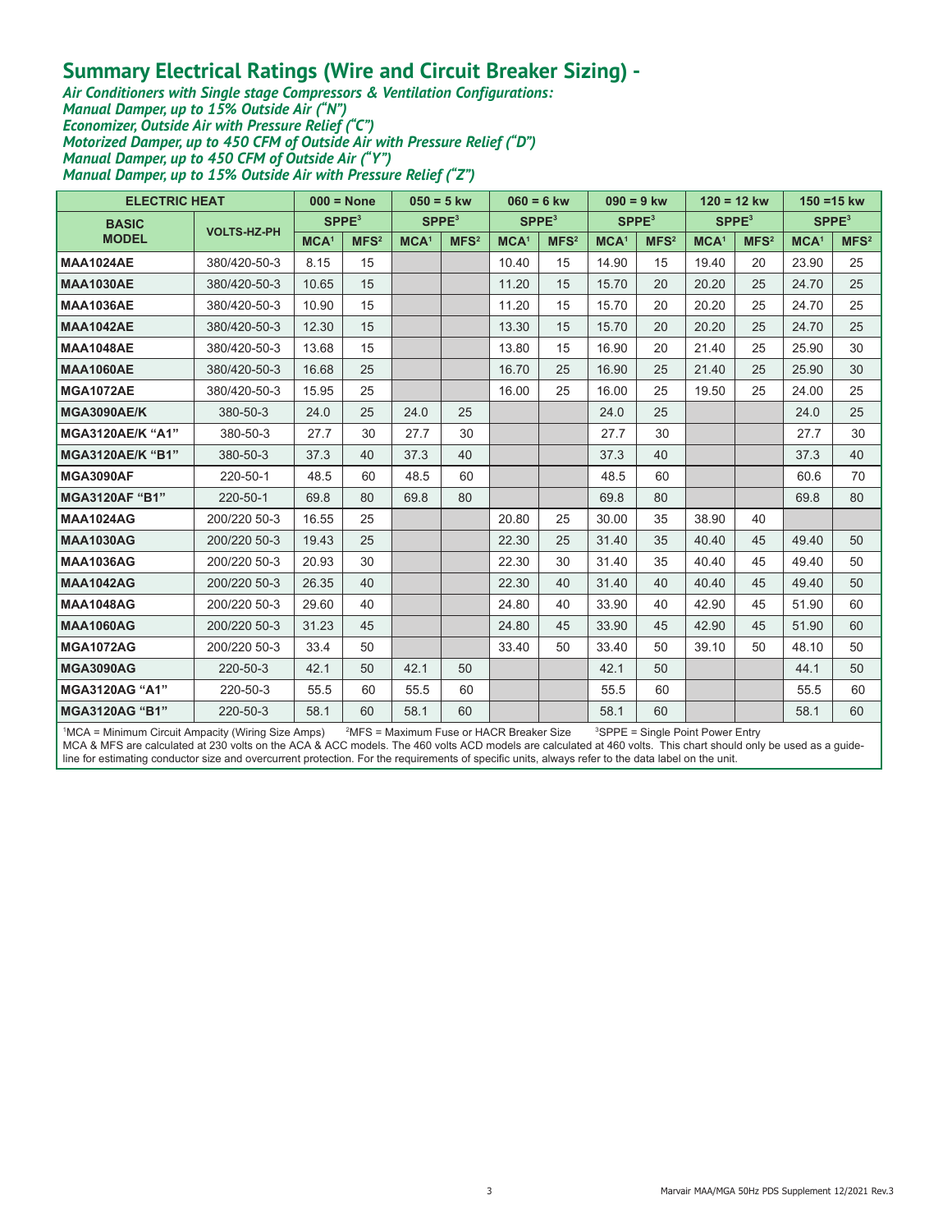## Summary Electrical Ratings (Wire and Circuit Breaker Sizing) -

***Air Conditioners with Single stage Compressors & Ventilation Configurations:***
***Manual Damper, up to 15% Outside Air ("N")***
***Economizer, Outside Air with Pressure Relief ("C")***
***Motorized Damper, up to 450 CFM of Outside Air with Pressure Relief ("D")***
***Manual Damper, up to 450 CFM of Outside Air ("Y")***
***Manual Damper, up to 15% Outside Air with Pressure Relief ("Z")***

| ELECTRIC HEAT | | 000 = None | | 050 = 5 kw | | 060 = 6 kw | | 090 = 9 kw | | 120 = 12 kw | | 150 =15 kw | |
|---|---|---|---|---|---|---|---|---|---|---|---|---|---|
| BASIC MODEL | VOLTS-HZ-PH | SPPE[3] | | SPPE[3] | | SPPE[3] | | SPPE[3] | | SPPE[3] | | SPPE[3] | |
| | | MCA[1] | MFS[2] | MCA[1] | MFS[2] | MCA[1] | MFS[2] | MCA[1] | MFS[2] | MCA[1] | MFS[2] | MCA[1] | MFS[2] |
| **MAA1024AE** | 380/420-50-3 | 8.15 | 15 | | | 10.40 | 15 | 14.90 | 15 | 19.40 | 20 | 23.90 | 25 |
| **MAA1030AE** | 380/420-50-3 | 10.65 | 15 | | | 11.20 | 15 | 15.70 | 20 | 20.20 | 25 | 24.70 | 25 |
| **MAA1036AE** | 380/420-50-3 | 10.90 | 15 | | | 11.20 | 15 | 15.70 | 20 | 20.20 | 25 | 24.70 | 25 |
| **MAA1042AE** | 380/420-50-3 | 12.30 | 15 | | | 13.30 | 15 | 15.70 | 20 | 20.20 | 25 | 24.70 | 25 |
| **MAA1048AE** | 380/420-50-3 | 13.68 | 15 | | | 13.80 | 15 | 16.90 | 20 | 21.40 | 25 | 25.90 | 30 |
| **MAA1060AE** | 380/420-50-3 | 16.68 | 25 | | | 16.70 | 25 | 16.90 | 25 | 21.40 | 25 | 25.90 | 30 |
| **MGA1072AE** | 380/420-50-3 | 15.95 | 25 | | | 16.00 | 25 | 16.00 | 25 | 19.50 | 25 | 24.00 | 25 |
| **MGA3090AE/K** | 380-50-3 | 24.0 | 25 | 24.0 | 25 | | | 24.0 | 25 | | | 24.0 | 25 |
| **MGA3120AE/K "A1"** | 380-50-3 | 27.7 | 30 | 27.7 | 30 | | | 27.7 | 30 | | | 27.7 | 30 |
| **MGA3120AE/K "B1"** | 380-50-3 | 37.3 | 40 | 37.3 | 40 | | | 37.3 | 40 | | | 37.3 | 40 |
| **MGA3090AF** | 220-50-1 | 48.5 | 60 | 48.5 | 60 | | | 48.5 | 60 | | | 60.6 | 70 |
| **MGA3120AF "B1"** | 220-50-1 | 69.8 | 80 | 69.8 | 80 | | | 69.8 | 80 | | | 69.8 | 80 |
| **MAA1024AG** | 200/220 50-3 | 16.55 | 25 | | | 20.80 | 25 | 30.00 | 35 | 38.90 | 40 | | |
| **MAA1030AG** | 200/220 50-3 | 19.43 | 25 | | | 22.30 | 25 | 31.40 | 35 | 40.40 | 45 | 49.40 | 50 |
| **MAA1036AG** | 200/220 50-3 | 20.93 | 30 | | | 22.30 | 30 | 31.40 | 35 | 40.40 | 45 | 49.40 | 50 |
| **MAA1042AG** | 200/220 50-3 | 26.35 | 40 | | | 22.30 | 40 | 31.40 | 40 | 40.40 | 45 | 49.40 | 50 |
| **MAA1048AG** | 200/220 50-3 | 29.60 | 40 | | | 24.80 | 40 | 33.90 | 40 | 42.90 | 45 | 51.90 | 60 |
| **MAA1060AG** | 200/220 50-3 | 31.23 | 45 | | | 24.80 | 45 | 33.90 | 45 | 42.90 | 45 | 51.90 | 60 |
| **MGA1072AG** | 200/220 50-3 | 33.4 | 50 | | | 33.40 | 50 | 33.40 | 50 | 39.10 | 50 | 48.10 | 50 |
| **MGA3090AG** | 220-50-3 | 42.1 | 50 | 42.1 | 50 | | | 42.1 | 50 | | | 44.1 | 50 |
| **MGA3120AG "A1"** | 220-50-3 | 55.5 | 60 | 55.5 | 60 | | | 55.5 | 60 | | | 55.5 | 60 |
| **MGA3120AG "B1"** | 220-50-3 | 58.1 | 60 | 58.1 | 60 | | | 58.1 | 60 | | | 58.1 | 60 |

[1]MCA = Minimum Circuit Ampacity (Wiring Size Amps) [2]MFS = Maximum Fuse or HACR Breaker Size [3]SPPE = Single Point Power Entry
MCA & MFS are calculated at 230 volts on the ACA & ACC models. The 460 volts ACD models are calculated at 460 volts. This chart should only be used as a guideline for estimating conductor size and overcurrent protection. For the requirements of specific units, always refer to the data label on the unit.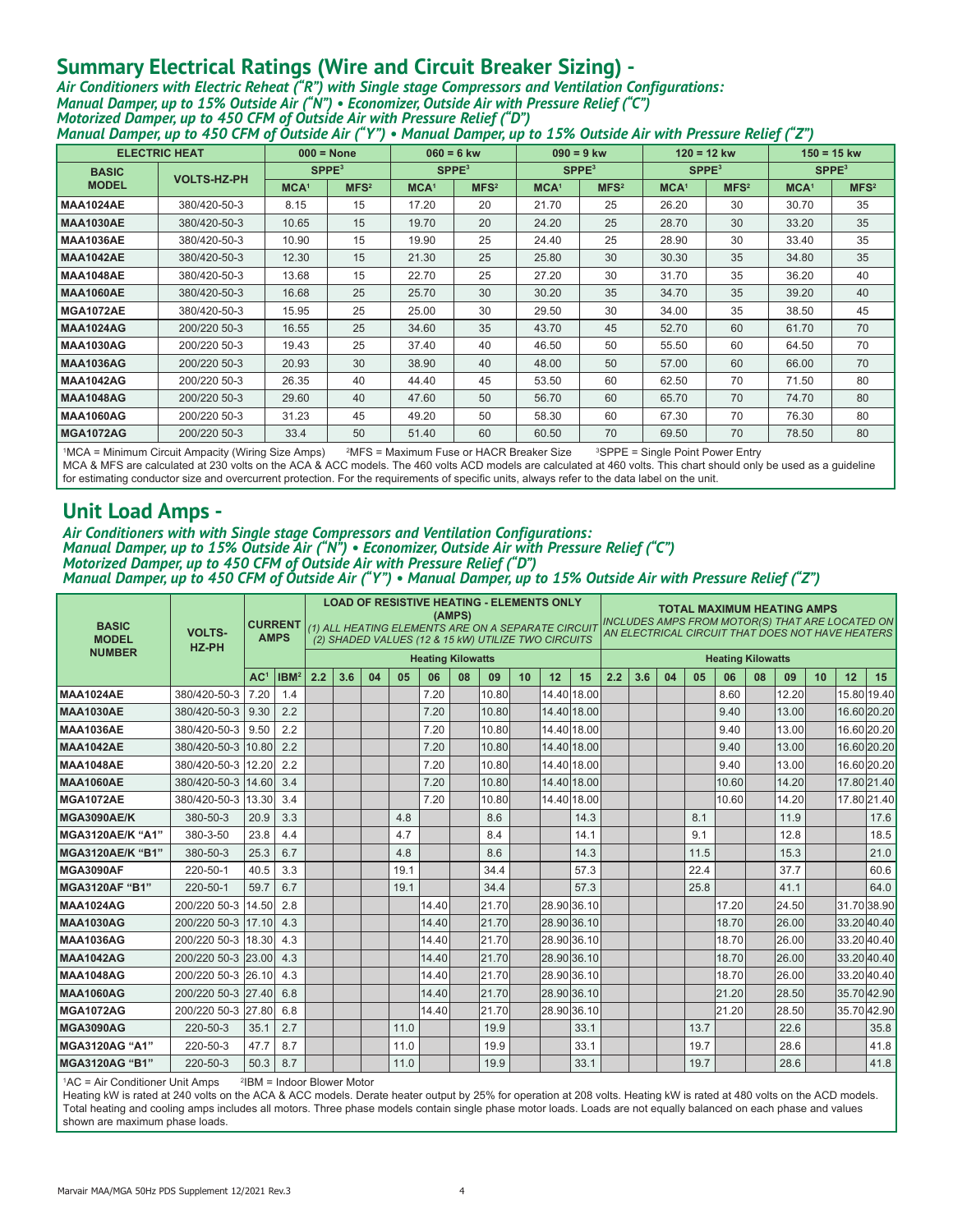## Summary Electrical Ratings (Wire and Circuit Breaker Sizing) -

*Air Conditioners with Electric Reheat ("R") with Single stage Compressors and Ventilation Configurations:*
*Manual Damper, up to 15% Outside Air ("N") • Economizer, Outside Air with Pressure Relief ("C")*
*Motorized Damper, up to 450 CFM of Outside Air with Pressure Relief ("D")*
*Manual Damper, up to 450 CFM of Outside Air ("Y") • Manual Damper, up to 15% Outside Air with Pressure Relief ("Z")*

| ELECTRIC HEAT | | 000 = None | | 060 = 6 kw | | 090 = 9 kw | | 120 = 12 kw | | 150 = 15 kw | |
|---|---|---|---|---|---|---|---|---|---|---|---|
| BASIC MODEL | VOLTS-HZ-PH | SPPE[3] | | SPPE[3] | | SPPE[3] | | SPPE[3] | | SPPE[3] | |
| | | MCA[1] | MFS[2] | MCA[1] | MFS[2] | MCA[1] | MFS[2] | MCA[1] | MFS[2] | MCA[1] | MFS[2] |
| MAA1024AE | 380/420-50-3 | 8.15 | 15 | 17.20 | 20 | 21.70 | 25 | 26.20 | 30 | 30.70 | 35 |
| MAA1030AE | 380/420-50-3 | 10.65 | 15 | 19.70 | 20 | 24.20 | 25 | 28.70 | 30 | 33.20 | 35 |
| MAA1036AE | 380/420-50-3 | 10.90 | 15 | 19.90 | 25 | 24.40 | 25 | 28.90 | 30 | 33.40 | 35 |
| MAA1042AE | 380/420-50-3 | 12.30 | 15 | 21.30 | 25 | 25.80 | 30 | 30.30 | 35 | 34.80 | 35 |
| MAA1048AE | 380/420-50-3 | 13.68 | 15 | 22.70 | 25 | 27.20 | 30 | 31.70 | 35 | 36.20 | 40 |
| MAA1060AE | 380/420-50-3 | 16.68 | 25 | 25.70 | 30 | 30.20 | 35 | 34.70 | 35 | 39.20 | 40 |
| MGA1072AE | 380/420-50-3 | 15.95 | 25 | 25.00 | 30 | 29.50 | 30 | 34.00 | 35 | 38.50 | 45 |
| MAA1024AG | 200/220 50-3 | 16.55 | 25 | 34.60 | 35 | 43.70 | 45 | 52.70 | 60 | 61.70 | 70 |
| MAA1030AG | 200/220 50-3 | 19.43 | 25 | 37.40 | 40 | 46.50 | 50 | 55.50 | 60 | 64.50 | 70 |
| MAA1036AG | 200/220 50-3 | 20.93 | 30 | 38.90 | 40 | 48.00 | 50 | 57.00 | 60 | 66.00 | 70 |
| MAA1042AG | 200/220 50-3 | 26.35 | 40 | 44.40 | 45 | 53.50 | 60 | 62.50 | 70 | 71.50 | 80 |
| MAA1048AG | 200/220 50-3 | 29.60 | 40 | 47.60 | 50 | 56.70 | 60 | 65.70 | 70 | 74.70 | 80 |
| MAA1060AG | 200/220 50-3 | 31.23 | 45 | 49.20 | 50 | 58.30 | 60 | 67.30 | 70 | 76.30 | 80 |
| MGA1072AG | 200/220 50-3 | 33.4 | 50 | 51.40 | 60 | 60.50 | 70 | 69.50 | 70 | 78.50 | 80 |

[1]MCA = Minimum Circuit Ampacity (Wiring Size Amps) [2]MFS = Maximum Fuse or HACR Breaker Size [3]SPPE = Single Point Power Entry

MCA & MFS are calculated at 230 volts on the ACA & ACC models. The 460 volts ACD models are calculated at 460 volts. This chart should only be used as a guideline for estimating conductor size and overcurrent protection. For the requirements of specific units, always refer to the data label on the unit.

## Unit Load Amps -

*Air Conditioners with with Single stage Compressors and Ventilation Configurations:*
*Manual Damper, up to 15% Outside Air ("N") • Economizer, Outside Air with Pressure Relief ("C")*
*Motorized Damper, up to 450 CFM of Outside Air with Pressure Relief ("D")*
*Manual Damper, up to 450 CFM of Outside Air ("Y") • Manual Damper, up to 15% Outside Air with Pressure Relief ("Z")*

| BASIC MODEL NUMBER | VOLTS-HZ-PH | CURRENT AMPS | | LOAD OF RESISTIVE HEATING - ELEMENTS ONLY (AMPS) (1) ALL HEATING ELEMENTS ARE ON A SEPARATE CIRCUIT (2) SHADED VALUES (12 & 15 kW) UTILIZE TWO CIRCUITS | | | | | | | | | | TOTAL MAXIMUM HEATING AMPS INCLUDES AMPS FROM MOTOR(S) THAT ARE LOCATED ON AN ELECTRICAL CIRCUIT THAT DOES NOT HAVE HEATERS | | | | | | | | | |
|---|---|---|---|---|---|---|---|---|---|---|---|---|---|---|---|---|---|---|---|---|---|---|---|
| | | | | Heating Kilowatts | | | | | | | | | | Heating Kilowatts | | | | | | | | | |
| | | AC[1] | IBM[2] | 2.2 | 3.6 | 04 | 05 | 06 | 08 | 09 | 10 | 12 | 15 | 2.2 | 3.6 | 04 | 05 | 06 | 08 | 09 | 10 | 12 | 15 |
| MAA1024AE | 380/420-50-3 | 7.20 | 1.4 | | | | | 7.20 | | 10.80 | | 14.40 | 18.00 | | | | | 8.60 | | 12.20 | | 15.80 | 19.40 |
| MAA1030AE | 380/420-50-3 | 9.30 | 2.2 | | | | | 7.20 | | 10.80 | | 14.40 | 18.00 | | | | | 9.40 | | 13.00 | | 16.60 | 20.20 |
| MAA1036AE | 380/420-50-3 | 9.50 | 2.2 | | | | | 7.20 | | 10.80 | | 14.40 | 18.00 | | | | | 9.40 | | 13.00 | | 16.60 | 20.20 |
| MAA1042AE | 380/420-50-3 | 10.80 | 2.2 | | | | | 7.20 | | 10.80 | | 14.40 | 18.00 | | | | | 9.40 | | 13.00 | | 16.60 | 20.20 |
| MAA1048AE | 380/420-50-3 | 12.20 | 2.2 | | | | | 7.20 | | 10.80 | | 14.40 | 18.00 | | | | | 9.40 | | 13.00 | | 16.60 | 20.20 |
| MAA1060AE | 380/420-50-3 | 14.60 | 3.4 | | | | | 7.20 | | 10.80 | | 14.40 | 18.00 | | | | | 10.60 | | 14.20 | | 17.80 | 21.40 |
| MGA1072AE | 380/420-50-3 | 13.30 | 3.4 | | | | | 7.20 | | 10.80 | | 14.40 | 18.00 | | | | | 10.60 | | 14.20 | | 17.80 | 21.40 |
| MGA3090AE/K | 380-50-3 | 20.9 | 3.3 | | | | 4.8 | | | 8.6 | | | 14.3 | | | | 8.1 | | | 11.9 | | | 17.6 |
| MGA3120AE/K "A1" | 380-3-50 | 23.8 | 4.4 | | | | 4.7 | | | 8.4 | | | 14.1 | | | | 9.1 | | | 12.8 | | | 18.5 |
| MGA3120AE/K "B1" | 380-50-3 | 25.3 | 6.7 | | | | 4.8 | | | 8.6 | | | 14.3 | | | | 11.5 | | | 15.3 | | | 21.0 |
| MGA3090AF | 220-50-1 | 40.5 | 3.3 | | | | 19.1 | | | 34.4 | | | 57.3 | | | | 22.4 | | | 37.7 | | | 60.6 |
| MGA3120AF "B1" | 220-50-1 | 59.7 | 6.7 | | | | 19.1 | | | 34.4 | | | 57.3 | | | | 25.8 | | | 41.1 | | | 64.0 |
| MAA1024AG | 200/220 50-3 | 14.50 | 2.8 | | | | | 14.40 | | 21.70 | | 28.90 | 36.10 | | | | | 17.20 | | 24.50 | | 31.70 | 38.90 |
| MAA1030AG | 200/220 50-3 | 17.10 | 4.3 | | | | | 14.40 | | 21.70 | | 28.90 | 36.10 | | | | | 18.70 | | 26.00 | | 33.20 | 40.40 |
| MAA1036AG | 200/220 50-3 | 18.30 | 4.3 | | | | | 14.40 | | 21.70 | | 28.90 | 36.10 | | | | | 18.70 | | 26.00 | | 33.20 | 40.40 |
| MAA1042AG | 200/220 50-3 | 23.00 | 4.3 | | | | | 14.40 | | 21.70 | | 28.90 | 36.10 | | | | | 18.70 | | 26.00 | | 33.20 | 40.40 |
| MAA1048AG | 200/220 50-3 | 26.10 | 4.3 | | | | | 14.40 | | 21.70 | | 28.90 | 36.10 | | | | | 18.70 | | 26.00 | | 33.20 | 40.40 |
| MAA1060AG | 200/220 50-3 | 27.40 | 6.8 | | | | | 14.40 | | 21.70 | | 28.90 | 36.10 | | | | | 21.20 | | 28.50 | | 35.70 | 42.90 |
| MGA1072AG | 200/220 50-3 | 27.80 | 6.8 | | | | | 14.40 | | 21.70 | | 28.90 | 36.10 | | | | | 21.20 | | 28.50 | | 35.70 | 42.90 |
| MGA3090AG | 220-50-3 | 35.1 | 2.7 | | | | 11.0 | | | 19.9 | | | 33.1 | | | | 13.7 | | | 22.6 | | | 35.8 |
| MGA3120AG "A1" | 220-50-3 | 47.7 | 8.7 | | | | 11.0 | | | 19.9 | | | 33.1 | | | | 19.7 | | | 28.6 | | | 41.8 |
| MGA3120AG "B1" | 220-50-3 | 50.3 | 8.7 | | | | 11.0 | | | 19.9 | | | 33.1 | | | | 19.7 | | | 28.6 | | | 41.8 |

[1]AC = Air Conditioner Unit Amps [2]IBM = Indoor Blower Motor

Heating kW is rated at 240 volts on the ACA & ACC models. Derate heater output by 25% for operation at 208 volts. Heating kW is rated at 480 volts on the ACD models. Total heating and cooling amps includes all motors. Three phase models contain single phase motor loads. Loads are not equally balanced on each phase and values shown are maximum phase loads.